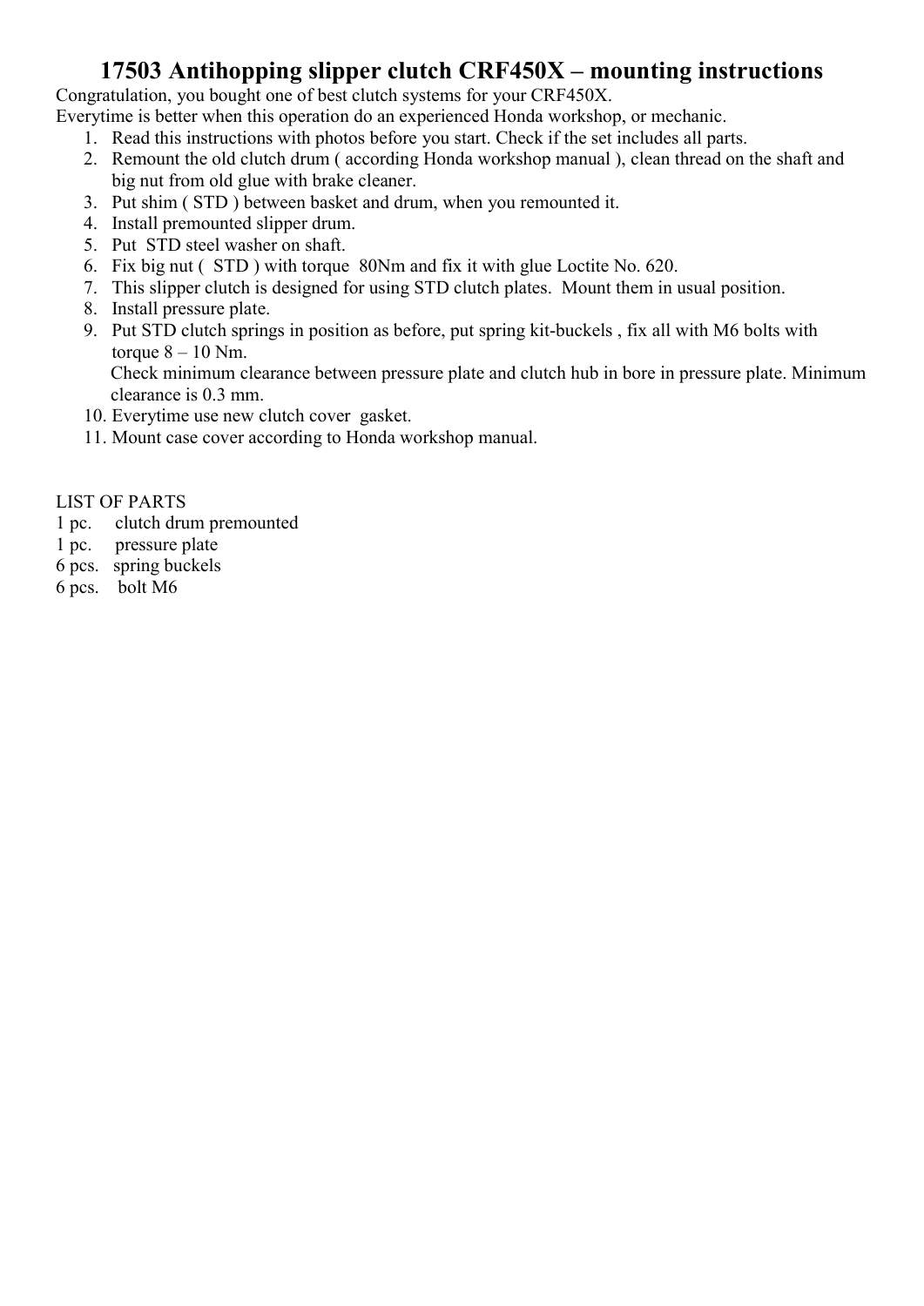# 17503 Antihopping slipper clutch CRF450X – mounting instructions

Congratulation, you bought one of best clutch systems for your CRF450X.
Everytime is better when this operation do an experienced Honda workshop, or mechanic.

1. Read this instructions with photos before you start. Check if the set includes all parts.
2. Remount the old clutch drum ( according Honda workshop manual ), clean thread on the shaft and big nut from old glue with brake cleaner.
3. Put shim ( STD ) between basket and drum, when you remounted it.
4. Install premounted slipper drum.
5. Put STD steel washer on shaft.
6. Fix big nut ( STD ) with torque 80Nm and fix it with glue Loctite No. 620.
7. This slipper clutch is designed for using STD clutch plates. Mount them in usual position.
8. Install pressure plate.
9. Put STD clutch springs in position as before, put spring kit-buckels , fix all with M6 bolts with torque 8 – 10 Nm.
   Check minimum clearance between pressure plate and clutch hub in bore in pressure plate. Minimum clearance is 0.3 mm.
10. Everytime use new clutch cover gasket.
11. Mount case cover according to Honda workshop manual.

LIST OF PARTS
1 pc. clutch drum premounted
1 pc. pressure plate
6 pcs. spring buckels
6 pcs. bolt M6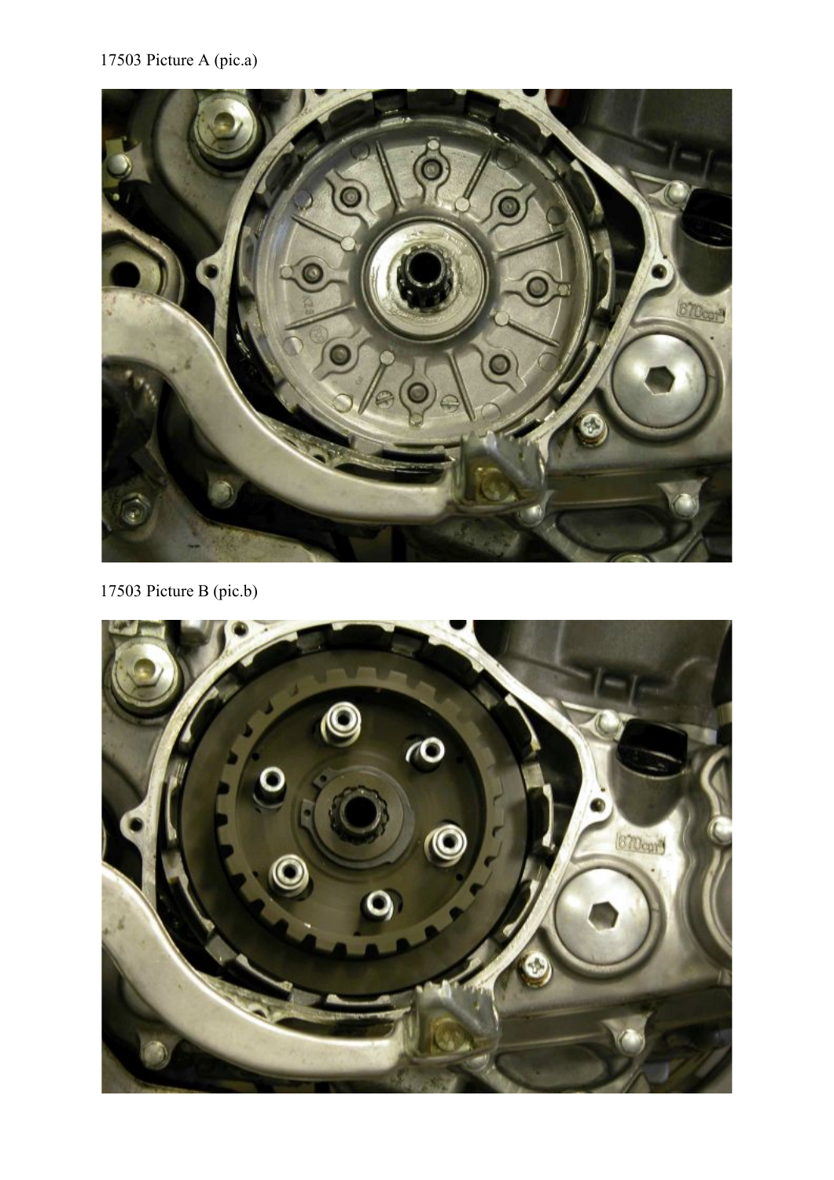17503 Picture A (pic.a)

17503 Picture B (pic.b)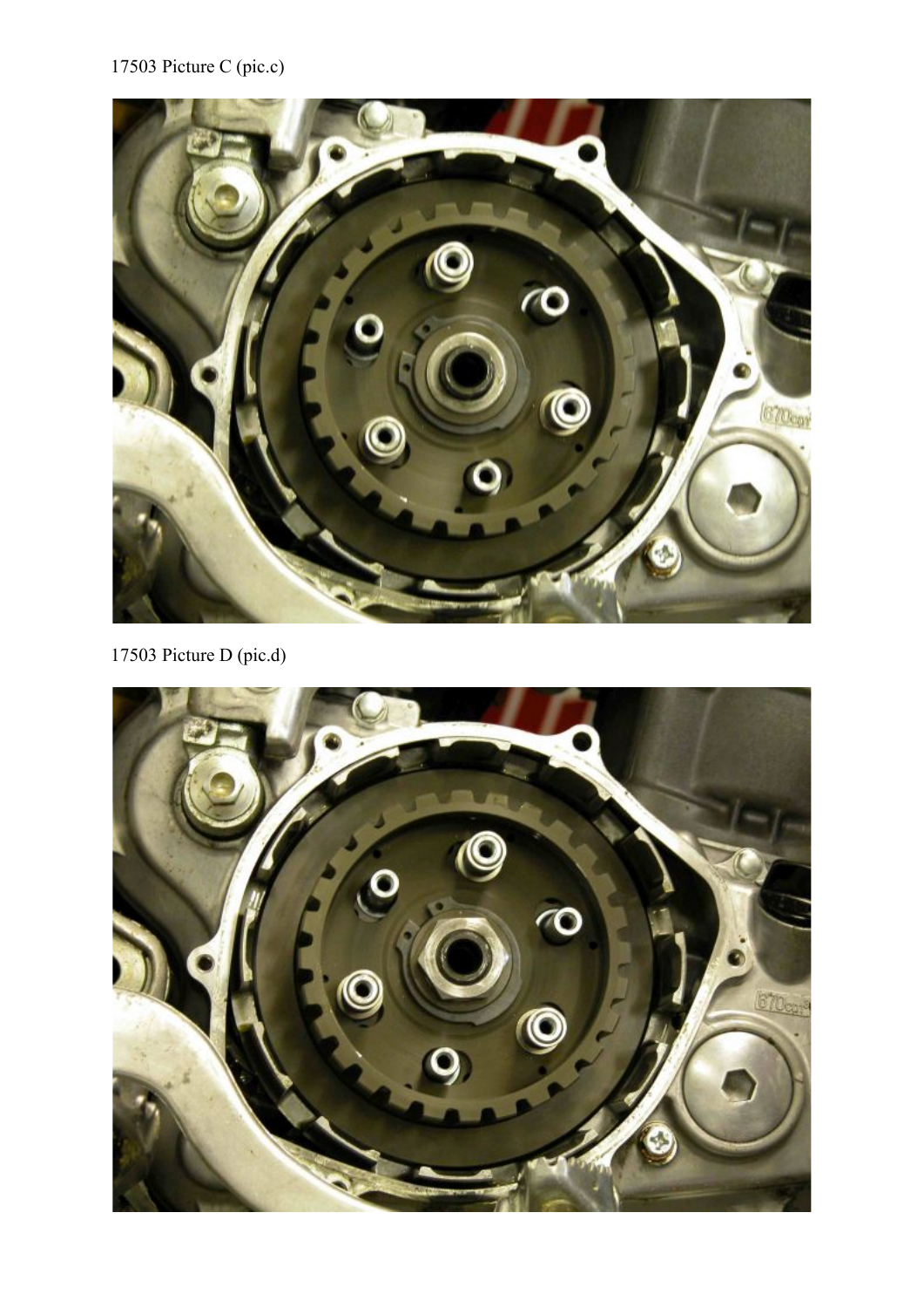17503 Picture C (pic.c)

17503 Picture D (pic.d)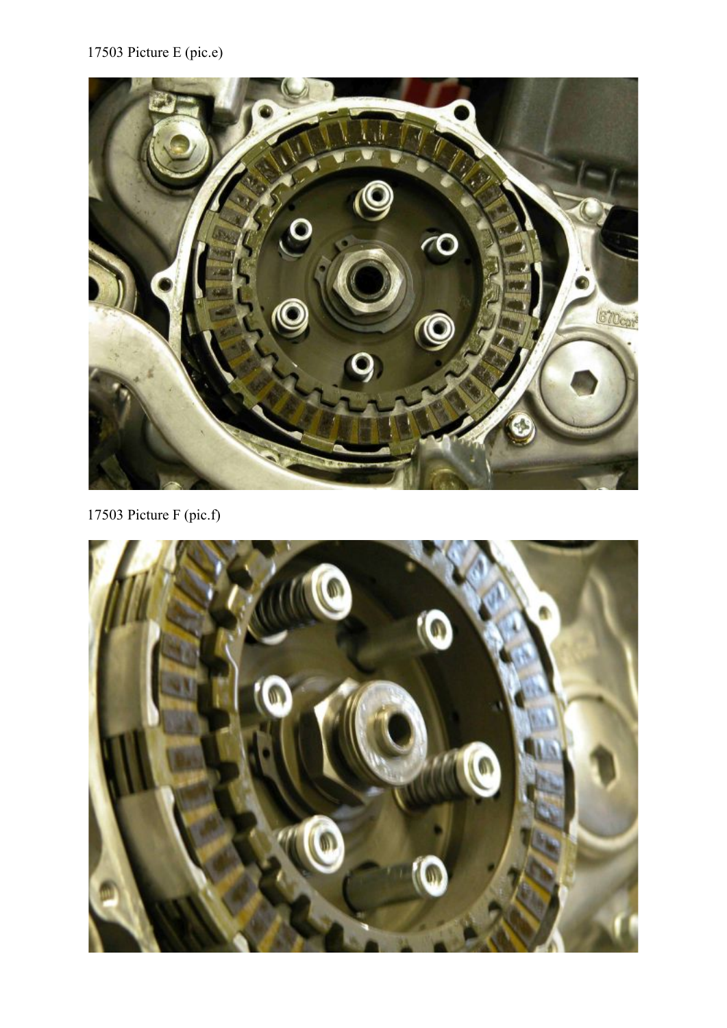17503 Picture E (pic.e)

17503 Picture F (pic.f)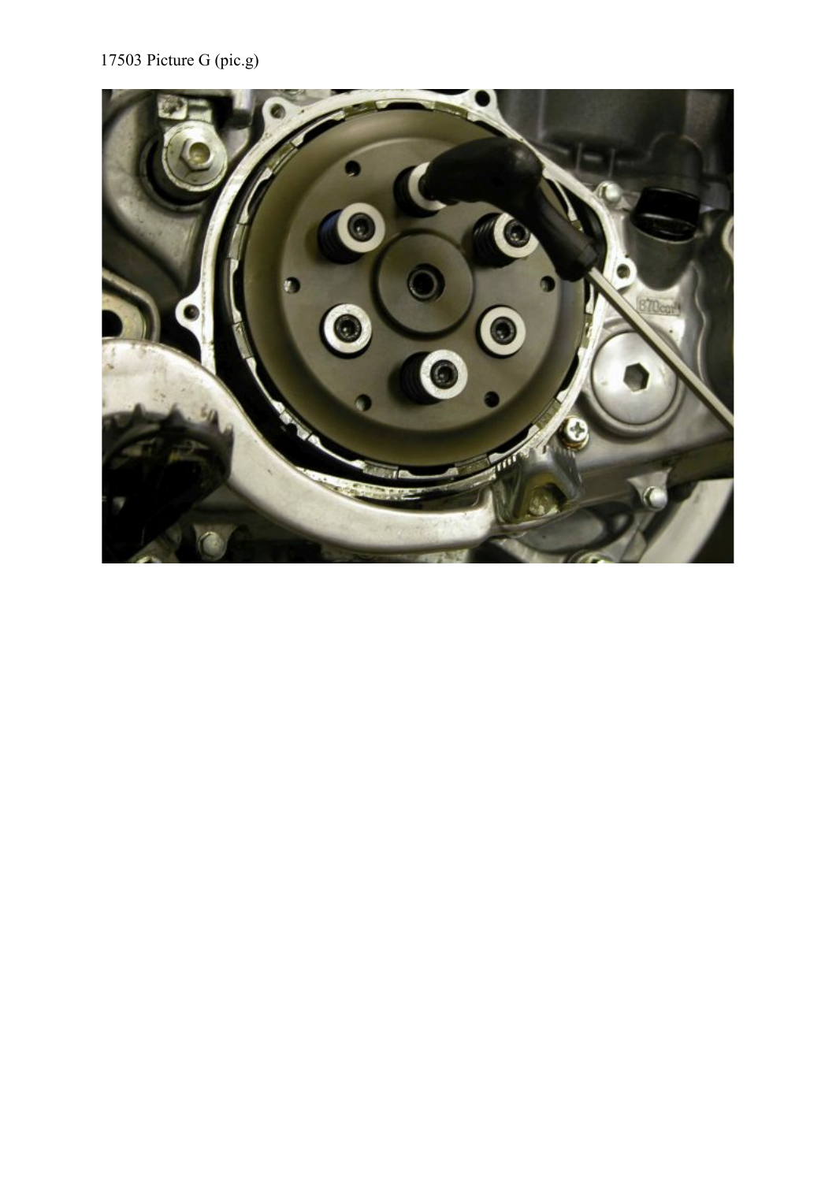17503 Picture G (pic.g)